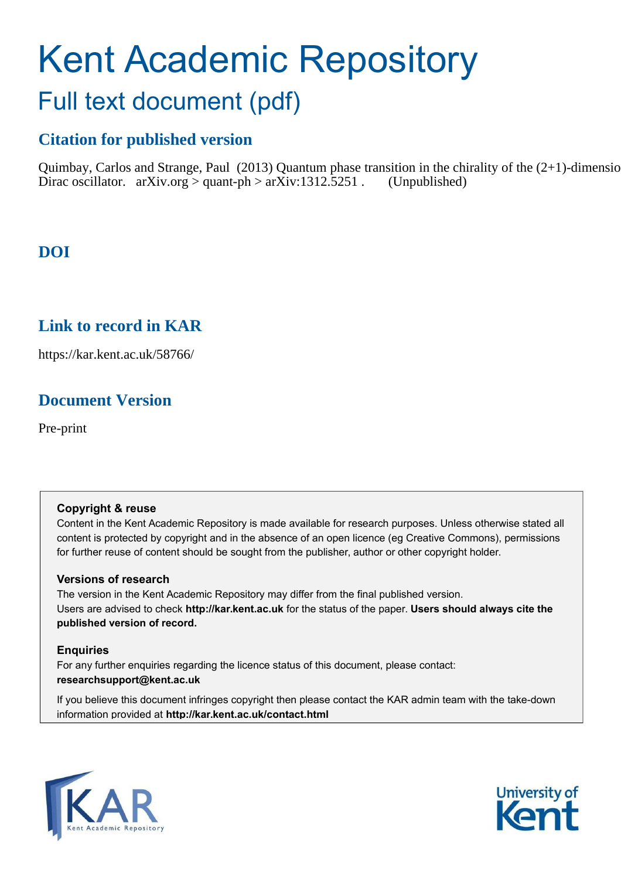# Kent Academic Repository

## Full text document (pdf)

### Citation for published version

Quimbay, Carlos and Strange, Paul (2013) Quantum phase transition in the chirality of the (2+1)-dimensio Dirac oscillator. arXiv.org > quant-ph > arXiv:1312.5251 . (Unpublished)

### DOI

### Link to record in KAR

https://kar.kent.ac.uk/58766/

### Document Version

Pre-print

**Copyright & reuse**

Content in the Kent Academic Repository is made available for research purposes. Unless otherwise stated all content is protected by copyright and in the absence of an open licence (eg Creative Commons), permissions for further reuse of content should be sought from the publisher, author or other copyright holder.

**Versions of research**

The version in the Kent Academic Repository may differ from the final published version. Users are advised to check **http://kar.kent.ac.uk** for the status of the paper. **Users should always cite the published version of record.**

**Enquiries**

For any further enquiries regarding the licence status of this document, please contact: **researchsupport@kent.ac.uk**

If you believe this document infringes copyright then please contact the KAR admin team with the take-down information provided at **http://kar.kent.ac.uk/contact.html**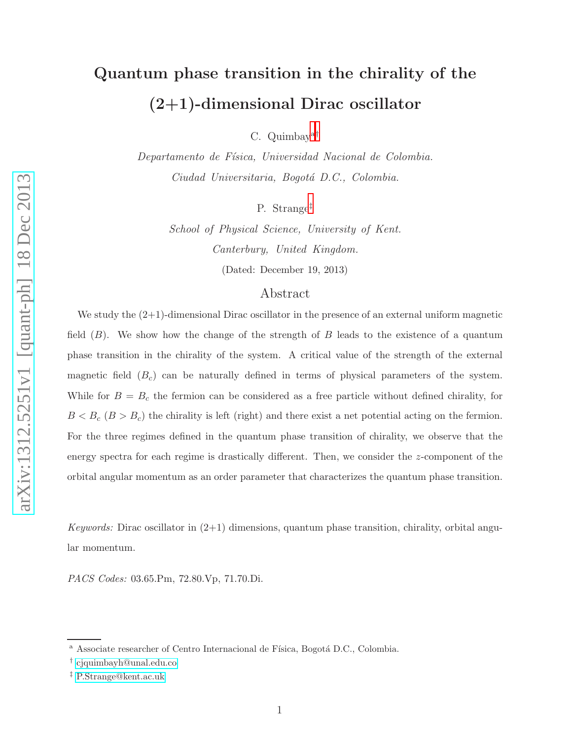# Quantum phase transition in the chirality of the (2+1)-dimensional Dirac oscillator

C. Quimbay[a,†]

*Departamento de Física, Universidad Nacional de Colombia.*
*Ciudad Universitaria, Bogotá D.C., Colombia.*

P. Strange[‡]

*School of Physical Science, University of Kent.*
*Canterbury, United Kingdom.*

(Dated: December 19, 2013)

## Abstract

We study the (2+1)-dimensional Dirac oscillator in the presence of an external uniform magnetic field ($B$). We show how the change of the strength of $B$ leads to the existence of a quantum phase transition in the chirality of the system. A critical value of the strength of the external magnetic field ($B_c$) can be naturally defined in terms of physical parameters of the system. While for $B = B_c$ the fermion can be considered as a free particle without defined chirality, for $B < B_c$ ($B > B_c$) the chirality is left (right) and there exist a net potential acting on the fermion. For the three regimes defined in the quantum phase transition of chirality, we observe that the energy spectra for each regime is drastically different. Then, we consider the $z$-component of the orbital angular momentum as an order parameter that characterizes the quantum phase transition.

*Keywords:* Dirac oscillator in (2+1) dimensions, quantum phase transition, chirality, orbital angular momentum.

*PACS Codes:* 03.65.Pm, 72.80.Vp, 71.70.Di.

---

[a] Associate researcher of Centro Internacional de Física, Bogotá D.C., Colombia.

[†] cjquimbayh@unal.edu.co

[‡] P.Strange@kent.ac.uk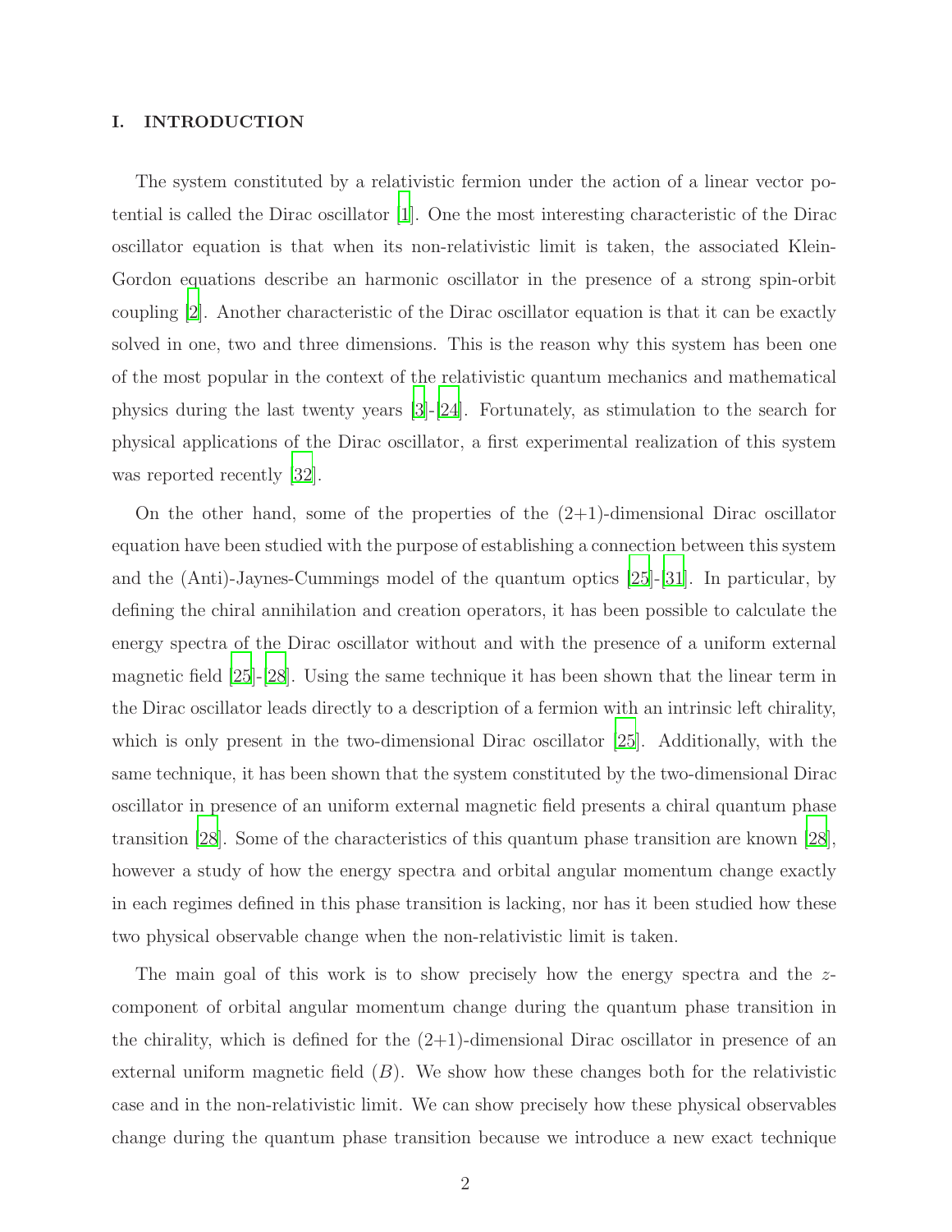## I. INTRODUCTION

The system constituted by a relativistic fermion under the action of a linear vector potential is called the Dirac oscillator [1]. One the most interesting characteristic of the Dirac oscillator equation is that when its non-relativistic limit is taken, the associated Klein-Gordon equations describe an harmonic oscillator in the presence of a strong spin-orbit coupling [2]. Another characteristic of the Dirac oscillator equation is that it can be exactly solved in one, two and three dimensions. This is the reason why this system has been one of the most popular in the context of the relativistic quantum mechanics and mathematical physics during the last twenty years [3]-[24]. Fortunately, as stimulation to the search for physical applications of the Dirac oscillator, a first experimental realization of this system was reported recently [32].

On the other hand, some of the properties of the (2+1)-dimensional Dirac oscillator equation have been studied with the purpose of establishing a connection between this system and the (Anti)-Jaynes-Cummings model of the quantum optics [25]-[31]. In particular, by defining the chiral annihilation and creation operators, it has been possible to calculate the energy spectra of the Dirac oscillator without and with the presence of a uniform external magnetic field [25]-[28]. Using the same technique it has been shown that the linear term in the Dirac oscillator leads directly to a description of a fermion with an intrinsic left chirality, which is only present in the two-dimensional Dirac oscillator [25]. Additionally, with the same technique, it has been shown that the system constituted by the two-dimensional Dirac oscillator in presence of an uniform external magnetic field presents a chiral quantum phase transition [28]. Some of the characteristics of this quantum phase transition are known [28], however a study of how the energy spectra and orbital angular momentum change exactly in each regimes defined in this phase transition is lacking, nor has it been studied how these two physical observable change when the non-relativistic limit is taken.

The main goal of this work is to show precisely how the energy spectra and the $z$-component of orbital angular momentum change during the quantum phase transition in the chirality, which is defined for the (2+1)-dimensional Dirac oscillator in presence of an external uniform magnetic field ($B$). We show how these changes both for the relativistic case and in the non-relativistic limit. We can show precisely how these physical observables change during the quantum phase transition because we introduce a new exact technique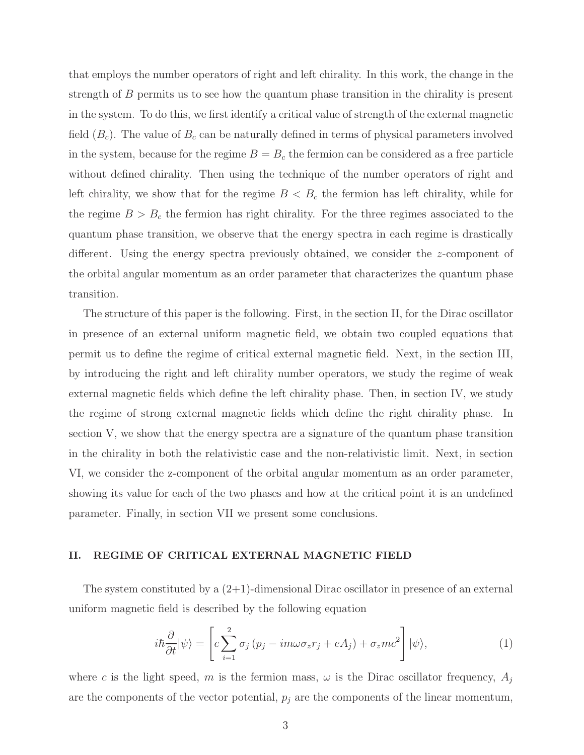that employs the number operators of right and left chirality. In this work, the change in the strength of $B$ permits us to see how the quantum phase transition in the chirality is present in the system. To do this, we first identify a critical value of strength of the external magnetic field ($B_c$). The value of $B_c$ can be naturally defined in terms of physical parameters involved in the system, because for the regime $B = B_c$ the fermion can be considered as a free particle without defined chirality. Then using the technique of the number operators of right and left chirality, we show that for the regime $B < B_c$ the fermion has left chirality, while for the regime $B > B_c$ the fermion has right chirality. For the three regimes associated to the quantum phase transition, we observe that the energy spectra in each regime is drastically different. Using the energy spectra previously obtained, we consider the $z$-component of the orbital angular momentum as an order parameter that characterizes the quantum phase transition.

The structure of this paper is the following. First, in the section II, for the Dirac oscillator in presence of an external uniform magnetic field, we obtain two coupled equations that permit us to define the regime of critical external magnetic field. Next, in the section III, by introducing the right and left chirality number operators, we study the regime of weak external magnetic fields which define the left chirality phase. Then, in section IV, we study the regime of strong external magnetic fields which define the right chirality phase. In section V, we show that the energy spectra are a signature of the quantum phase transition in the chirality in both the relativistic case and the non-relativistic limit. Next, in section VI, we consider the z-component of the orbital angular momentum as an order parameter, showing its value for each of the two phases and how at the critical point it is an undefined parameter. Finally, in section VII we present some conclusions.

## II. REGIME OF CRITICAL EXTERNAL MAGNETIC FIELD

The system constituted by a (2+1)-dimensional Dirac oscillator in presence of an external uniform magnetic field is described by the following equation

$$i\hbar\frac{\partial}{\partial t}|\psi\rangle = \left[c\sum_{i=1}^{2}\sigma_j\left(p_j - im\omega\sigma_z r_j + eA_j\right) + \sigma_z mc^2\right]|\psi\rangle, \tag{1}$$

where $c$ is the light speed, $m$ is the fermion mass, $\omega$ is the Dirac oscillator frequency, $A_j$ are the components of the vector potential, $p_j$ are the components of the linear momentum,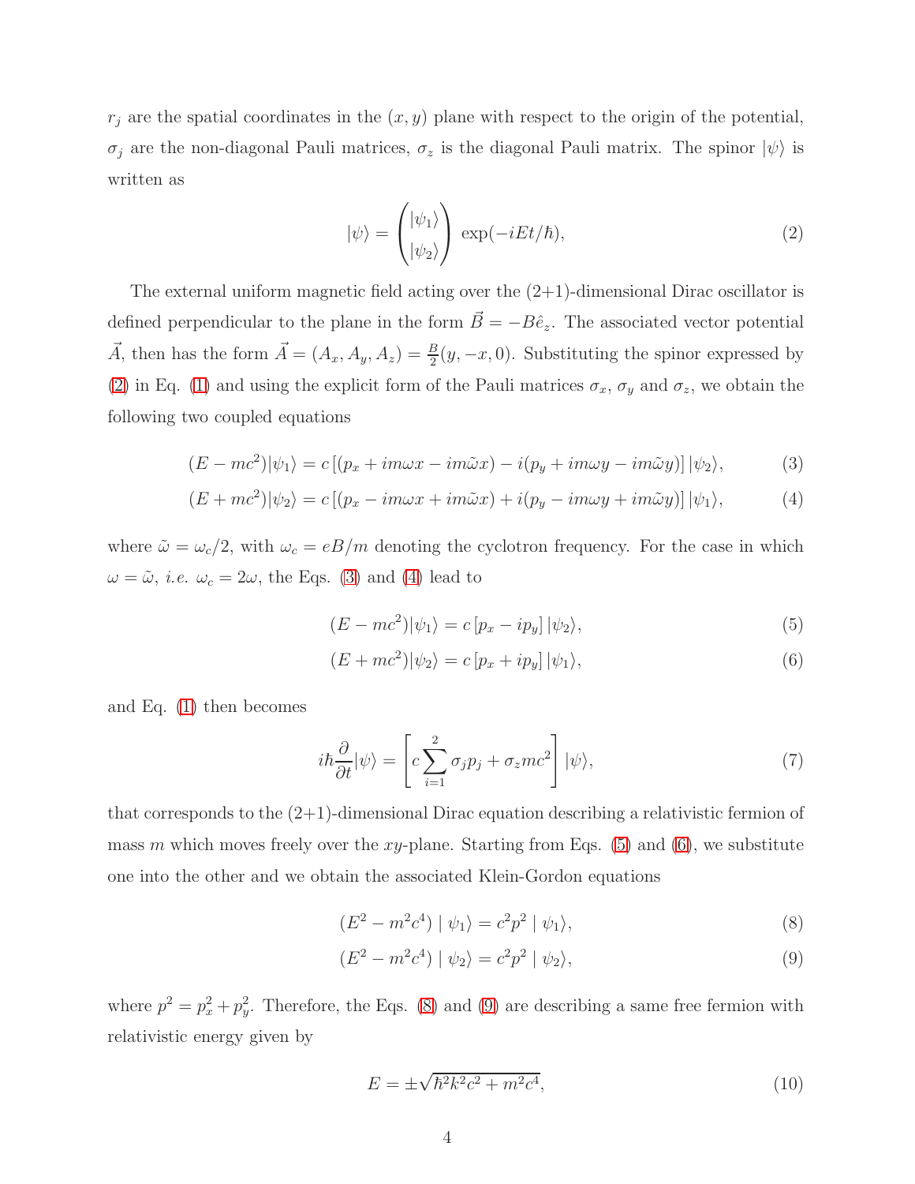$r_j$ are the spatial coordinates in the $(x, y)$ plane with respect to the origin of the potential, $\sigma_j$ are the non-diagonal Pauli matrices, $\sigma_z$ is the diagonal Pauli matrix. The spinor $|\psi\rangle$ is written as

$$|\psi\rangle = \begin{pmatrix} |\psi_1\rangle \\ |\psi_2\rangle \end{pmatrix} \exp(-iEt/\hbar), \tag{2}$$

The external uniform magnetic field acting over the (2+1)-dimensional Dirac oscillator is defined perpendicular to the plane in the form $\vec{B} = -B\hat{e}_z$. The associated vector potential $\vec{A}$, then has the form $\vec{A} = (A_x, A_y, A_z) = \frac{B}{2}(y, -x, 0)$. Substituting the spinor expressed by (2) in Eq. (1) and using the explicit form of the Pauli matrices $\sigma_x$, $\sigma_y$ and $\sigma_z$, we obtain the following two coupled equations

$$(E - mc^2)|\psi_1\rangle = c\left[(p_x + im\omega x - im\tilde{\omega}x) - i(p_y + im\omega y - im\tilde{\omega}y)\right]|\psi_2\rangle, \tag{3}$$

$$(E + mc^2)|\psi_2\rangle = c\left[(p_x - im\omega x + im\tilde{\omega}x) + i(p_y - im\omega y + im\tilde{\omega}y)\right]|\psi_1\rangle, \tag{4}$$

where $\tilde{\omega} = \omega_c/2$, with $\omega_c = eB/m$ denoting the cyclotron frequency. For the case in which $\omega = \tilde{\omega}$, *i.e.* $\omega_c = 2\omega$, the Eqs. (3) and (4) lead to

$$(E - mc^2)|\psi_1\rangle = c\left[p_x - ip_y\right]|\psi_2\rangle, \tag{5}$$

$$(E + mc^2)|\psi_2\rangle = c\left[p_x + ip_y\right]|\psi_1\rangle, \tag{6}$$

and Eq. (1) then becomes

$$i\hbar\frac{\partial}{\partial t}|\psi\rangle = \left[c\sum_{i=1}^{2}\sigma_j p_j + \sigma_z mc^2\right]|\psi\rangle, \tag{7}$$

that corresponds to the (2+1)-dimensional Dirac equation describing a relativistic fermion of mass $m$ which moves freely over the $xy$-plane. Starting from Eqs. (5) and (6), we substitute one into the other and we obtain the associated Klein-Gordon equations

$$(E^2 - m^2c^4) \mid \psi_1\rangle = c^2p^2 \mid \psi_1\rangle, \tag{8}$$

$$(E^2 - m^2c^4) \mid \psi_2\rangle = c^2p^2 \mid \psi_2\rangle, \tag{9}$$

where $p^2 = p_x^2 + p_y^2$. Therefore, the Eqs. (8) and (9) are describing a same free fermion with relativistic energy given by

$$E = \pm\sqrt{\hbar^2k^2c^2 + m^2c^4}, \tag{10}$$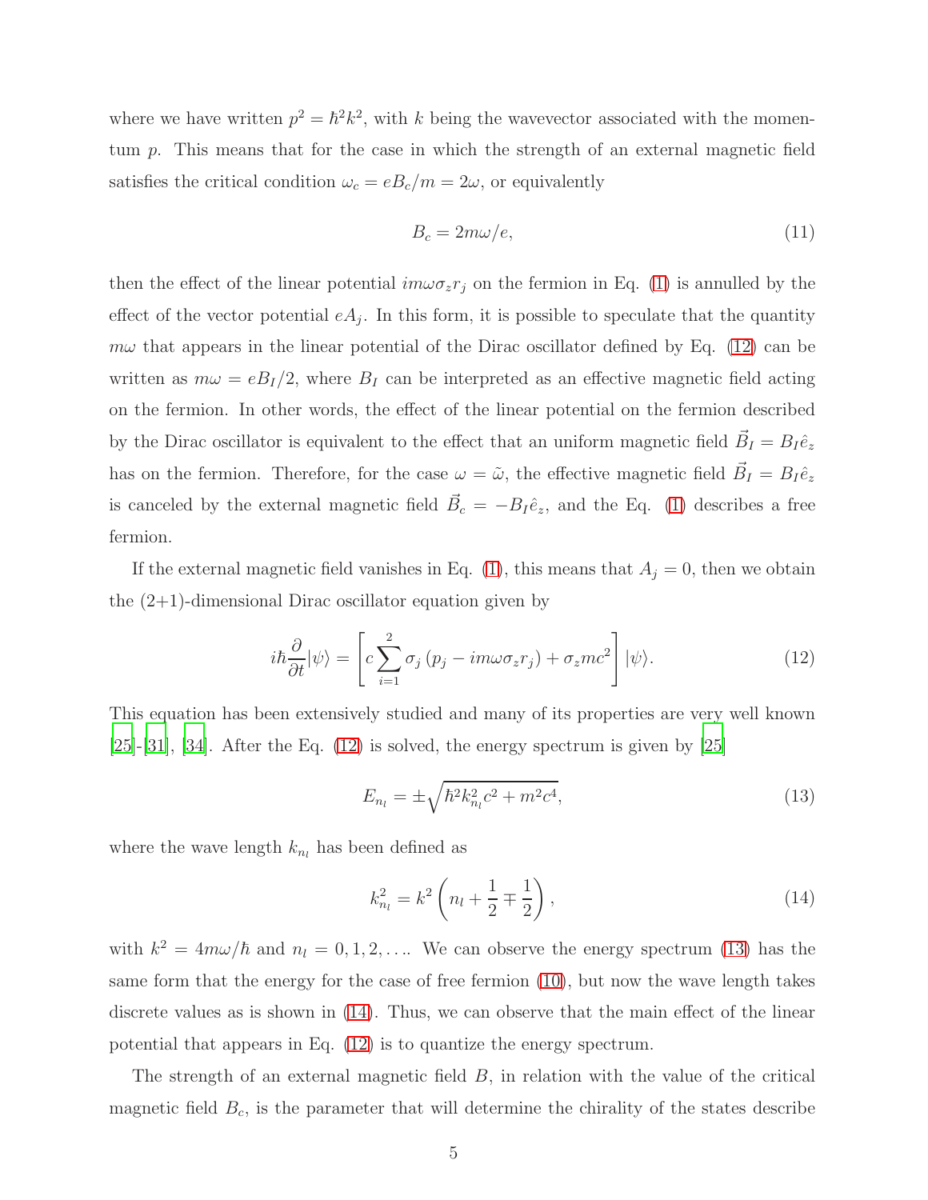where we have written $p^2 = \hbar^2 k^2$, with $k$ being the wavevector associated with the momentum $p$. This means that for the case in which the strength of an external magnetic field satisfies the critical condition $\omega_c = eB_c/m = 2\omega$, or equivalently

$$B_c = 2m\omega/e, \tag{11}$$

then the effect of the linear potential $im\omega\sigma_z r_j$ on the fermion in Eq. (1) is annulled by the effect of the vector potential $eA_j$. In this form, it is possible to speculate that the quantity $m\omega$ that appears in the linear potential of the Dirac oscillator defined by Eq. (12) can be written as $m\omega = eB_I/2$, where $B_I$ can be interpreted as an effective magnetic field acting on the fermion. In other words, the effect of the linear potential on the fermion described by the Dirac oscillator is equivalent to the effect that an uniform magnetic field $\vec{B}_I = B_I\hat{e}_z$ has on the fermion. Therefore, for the case $\omega = \tilde{\omega}$, the effective magnetic field $\vec{B}_I = B_I\hat{e}_z$ is canceled by the external magnetic field $\vec{B}_c = -B_I\hat{e}_z$, and the Eq. (1) describes a free fermion.

If the external magnetic field vanishes in Eq. (1), this means that $A_j = 0$, then we obtain the (2+1)-dimensional Dirac oscillator equation given by

$$i\hbar\frac{\partial}{\partial t}|\psi\rangle = \left[c\sum_{i=1}^{2}\sigma_j\left(p_j - im\omega\sigma_z r_j\right) + \sigma_z mc^2\right]|\psi\rangle. \tag{12}$$

This equation has been extensively studied and many of its properties are very well known [25]-[31], [34]. After the Eq. (12) is solved, the energy spectrum is given by [25]

$$E_{n_l} = \pm\sqrt{\hbar^2 k_{n_l}^2 c^2 + m^2c^4}, \tag{13}$$

where the wave length $k_{n_l}$ has been defined as

$$k_{n_l}^2 = k^2\left(n_l + \frac{1}{2} \mp \frac{1}{2}\right), \tag{14}$$

with $k^2 = 4m\omega/\hbar$ and $n_l = 0, 1, 2, \ldots$. We can observe the energy spectrum (13) has the same form that the energy for the case of free fermion (10), but now the wave length takes discrete values as is shown in (14). Thus, we can observe that the main effect of the linear potential that appears in Eq. (12) is to quantize the energy spectrum.

The strength of an external magnetic field $B$, in relation with the value of the critical magnetic field $B_c$, is the parameter that will determine the chirality of the states describe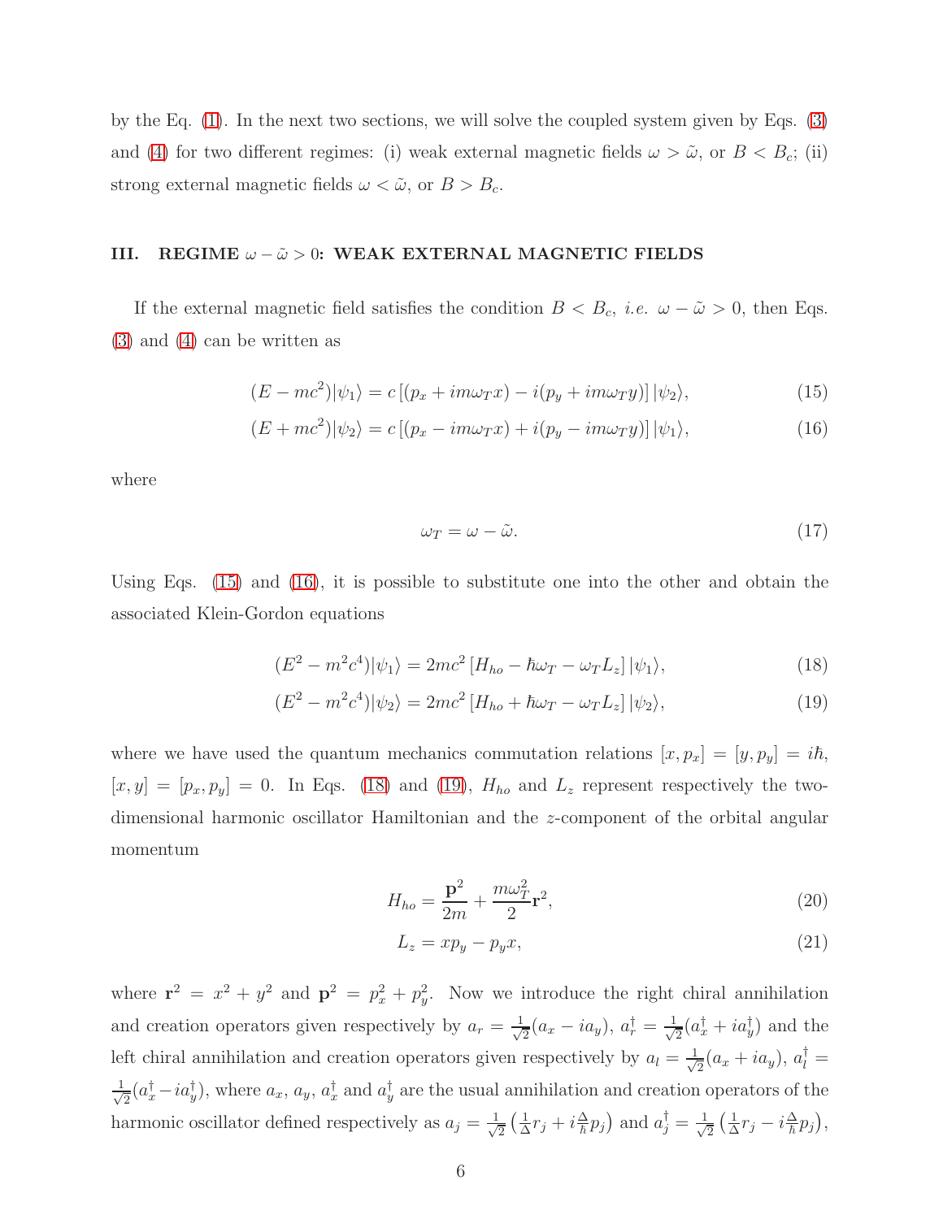by the Eq. (1). In the next two sections, we will solve the coupled system given by Eqs. (3) and (4) for two different regimes: (i) weak external magnetic fields $\omega > \tilde{\omega}$, or $B < B_c$; (ii) strong external magnetic fields $\omega < \tilde{\omega}$, or $B > B_c$.

## III. REGIME $\omega - \tilde{\omega} > 0$: WEAK EXTERNAL MAGNETIC FIELDS

If the external magnetic field satisfies the condition $B < B_c$, *i.e.* $\omega - \tilde{\omega} > 0$, then Eqs. (3) and (4) can be written as

$$(E - mc^2)|\psi_1\rangle = c\left[(p_x + im\omega_T x) - i(p_y + im\omega_T y)\right]|\psi_2\rangle, \tag{15}$$

$$(E + mc^2)|\psi_2\rangle = c\left[(p_x - im\omega_T x) + i(p_y - im\omega_T y)\right]|\psi_1\rangle, \tag{16}$$

where

$$\omega_T = \omega - \tilde{\omega}. \tag{17}$$

Using Eqs. (15) and (16), it is possible to substitute one into the other and obtain the associated Klein-Gordon equations

$$(E^2 - m^2c^4)|\psi_1\rangle = 2mc^2\left[H_{ho} - \hbar\omega_T - \omega_T L_z\right]|\psi_1\rangle, \tag{18}$$

$$(E^2 - m^2c^4)|\psi_2\rangle = 2mc^2\left[H_{ho} + \hbar\omega_T - \omega_T L_z\right]|\psi_2\rangle, \tag{19}$$

where we have used the quantum mechanics commutation relations $[x, p_x] = [y, p_y] = i\hbar$, $[x, y] = [p_x, p_y] = 0$. In Eqs. (18) and (19), $H_{ho}$ and $L_z$ represent respectively the two-dimensional harmonic oscillator Hamiltonian and the $z$-component of the orbital angular momentum

$$H_{ho} = \frac{\mathbf{p}^2}{2m} + \frac{m\omega_T^2}{2}\mathbf{r}^2, \tag{20}$$

$$L_z = xp_y - p_y x, \tag{21}$$

where $\mathbf{r}^2 = x^2 + y^2$ and $\mathbf{p}^2 = p_x^2 + p_y^2$. Now we introduce the right chiral annihilation and creation operators given respectively by $a_r = \frac{1}{\sqrt{2}}(a_x - ia_y)$, $a_r^\dagger = \frac{1}{\sqrt{2}}(a_x^\dagger + ia_y^\dagger)$ and the left chiral annihilation and creation operators given respectively by $a_l = \frac{1}{\sqrt{2}}(a_x + ia_y)$, $a_l^\dagger = \frac{1}{\sqrt{2}}(a_x^\dagger - ia_y^\dagger)$, where $a_x$, $a_y$, $a_x^\dagger$ and $a_y^\dagger$ are the usual annihilation and creation operators of the harmonic oscillator defined respectively as $a_j = \frac{1}{\sqrt{2}}\left(\frac{1}{\Delta}r_j + i\frac{\Delta}{\hbar}p_j\right)$ and $a_j^\dagger = \frac{1}{\sqrt{2}}\left(\frac{1}{\Delta}r_j - i\frac{\Delta}{\hbar}p_j\right)$,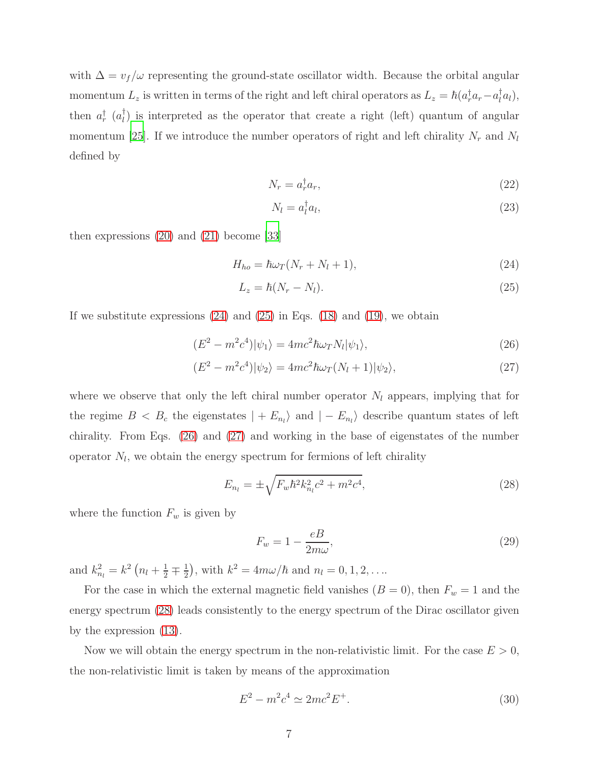with $\Delta = v_f/\omega$ representing the ground-state oscillator width. Because the orbital angular momentum $L_z$ is written in terms of the right and left chiral operators as $L_z = \hbar(a_r^\dagger a_r - a_l^\dagger a_l)$, then $a_r^\dagger$ ($a_l^\dagger$) is interpreted as the operator that create a right (left) quantum of angular momentum [25]. If we introduce the number operators of right and left chirality $N_r$ and $N_l$ defined by

$$N_r = a_r^\dagger a_r, \tag{22}$$

$$N_l = a_l^\dagger a_l, \tag{23}$$

then expressions (20) and (21) become [33]

$$H_{ho} = \hbar\omega_T(N_r + N_l + 1), \tag{24}$$

$$L_z = \hbar(N_r - N_l). \tag{25}$$

If we substitute expressions (24) and (25) in Eqs. (18) and (19), we obtain

$$(E^2 - m^2c^4)|\psi_1\rangle = 4mc^2\hbar\omega_T N_l|\psi_1\rangle, \tag{26}$$

$$(E^2 - m^2c^4)|\psi_2\rangle = 4mc^2\hbar\omega_T (N_l + 1)|\psi_2\rangle, \tag{27}$$

where we observe that only the left chiral number operator $N_l$ appears, implying that for the regime $B < B_c$ the eigenstates $|+E_{n_l}\rangle$ and $|-E_{n_l}\rangle$ describe quantum states of left chirality. From Eqs. (26) and (27) and working in the base of eigenstates of the number operator $N_l$, we obtain the energy spectrum for fermions of left chirality

$$E_{n_l} = \pm\sqrt{F_w \hbar^2 k_{n_l}^2 c^2 + m^2c^4}, \tag{28}$$

where the function $F_w$ is given by

$$F_w = 1 - \frac{eB}{2m\omega}, \tag{29}$$

and $k_{n_l}^2 = k^2\left(n_l + \frac{1}{2} \mp \frac{1}{2}\right)$, with $k^2 = 4m\omega/\hbar$ and $n_l = 0, 1, 2, \ldots$.

For the case in which the external magnetic field vanishes ($B = 0$), then $F_w = 1$ and the energy spectrum (28) leads consistently to the energy spectrum of the Dirac oscillator given by the expression (13).

Now we will obtain the energy spectrum in the non-relativistic limit. For the case $E > 0$, the non-relativistic limit is taken by means of the approximation

$$E^2 - m^2c^4 \simeq 2mc^2 E^+. \tag{30}$$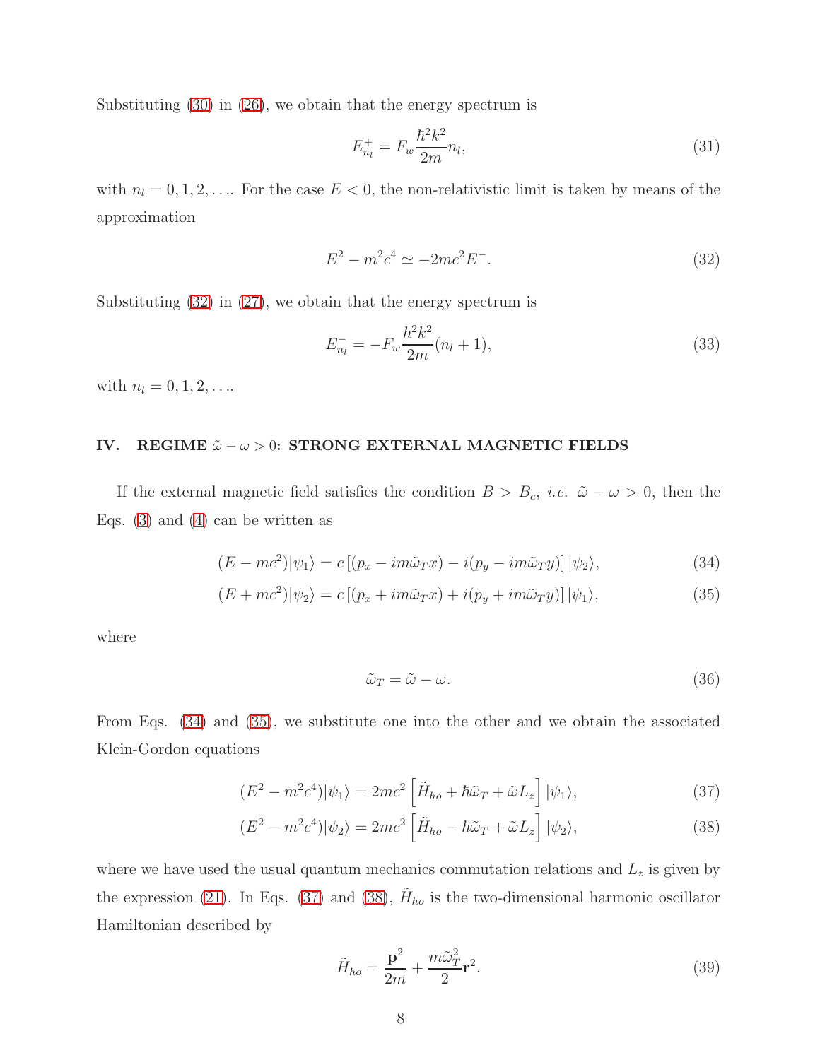Substituting (30) in (26), we obtain that the energy spectrum is

$$E_{n_l}^{+} = F_w \frac{\hbar^2 k^2}{2m} n_l, \tag{31}$$

with $n_l = 0, 1, 2, \ldots$. For the case $E < 0$, the non-relativistic limit is taken by means of the approximation

$$E^2 - m^2c^4 \simeq -2mc^2 E^{-}. \tag{32}$$

Substituting (32) in (27), we obtain that the energy spectrum is

$$E_{n_l}^{-} = -F_w \frac{\hbar^2 k^2}{2m}(n_l + 1), \tag{33}$$

with $n_l = 0, 1, 2, \ldots$.

## IV. REGIME $\tilde{\omega} - \omega > 0$: STRONG EXTERNAL MAGNETIC FIELDS

If the external magnetic field satisfies the condition $B > B_c$, *i.e.* $\tilde{\omega} - \omega > 0$, then the Eqs. (3) and (4) can be written as

$$(E - mc^2)|\psi_1\rangle = c\left[(p_x - im\tilde{\omega}_T x) - i(p_y - im\tilde{\omega}_T y)\right]|\psi_2\rangle, \tag{34}$$

$$(E + mc^2)|\psi_2\rangle = c\left[(p_x + im\tilde{\omega}_T x) + i(p_y + im\tilde{\omega}_T y)\right]|\psi_1\rangle, \tag{35}$$

where

$$\tilde{\omega}_T = \tilde{\omega} - \omega. \tag{36}$$

From Eqs. (34) and (35), we substitute one into the other and we obtain the associated Klein-Gordon equations

$$(E^2 - m^2c^4)|\psi_1\rangle = 2mc^2\left[\tilde{H}_{ho} + \hbar\tilde{\omega}_T + \tilde{\omega}L_z\right]|\psi_1\rangle, \tag{37}$$

$$(E^2 - m^2c^4)|\psi_2\rangle = 2mc^2\left[\tilde{H}_{ho} - \hbar\tilde{\omega}_T + \tilde{\omega}L_z\right]|\psi_2\rangle, \tag{38}$$

where we have used the usual quantum mechanics commutation relations and $L_z$ is given by the expression (21). In Eqs. (37) and (38), $\tilde{H}_{ho}$ is the two-dimensional harmonic oscillator Hamiltonian described by

$$\tilde{H}_{ho} = \frac{\mathbf{p}^2}{2m} + \frac{m\tilde{\omega}_T^2}{2}\mathbf{r}^2. \tag{39}$$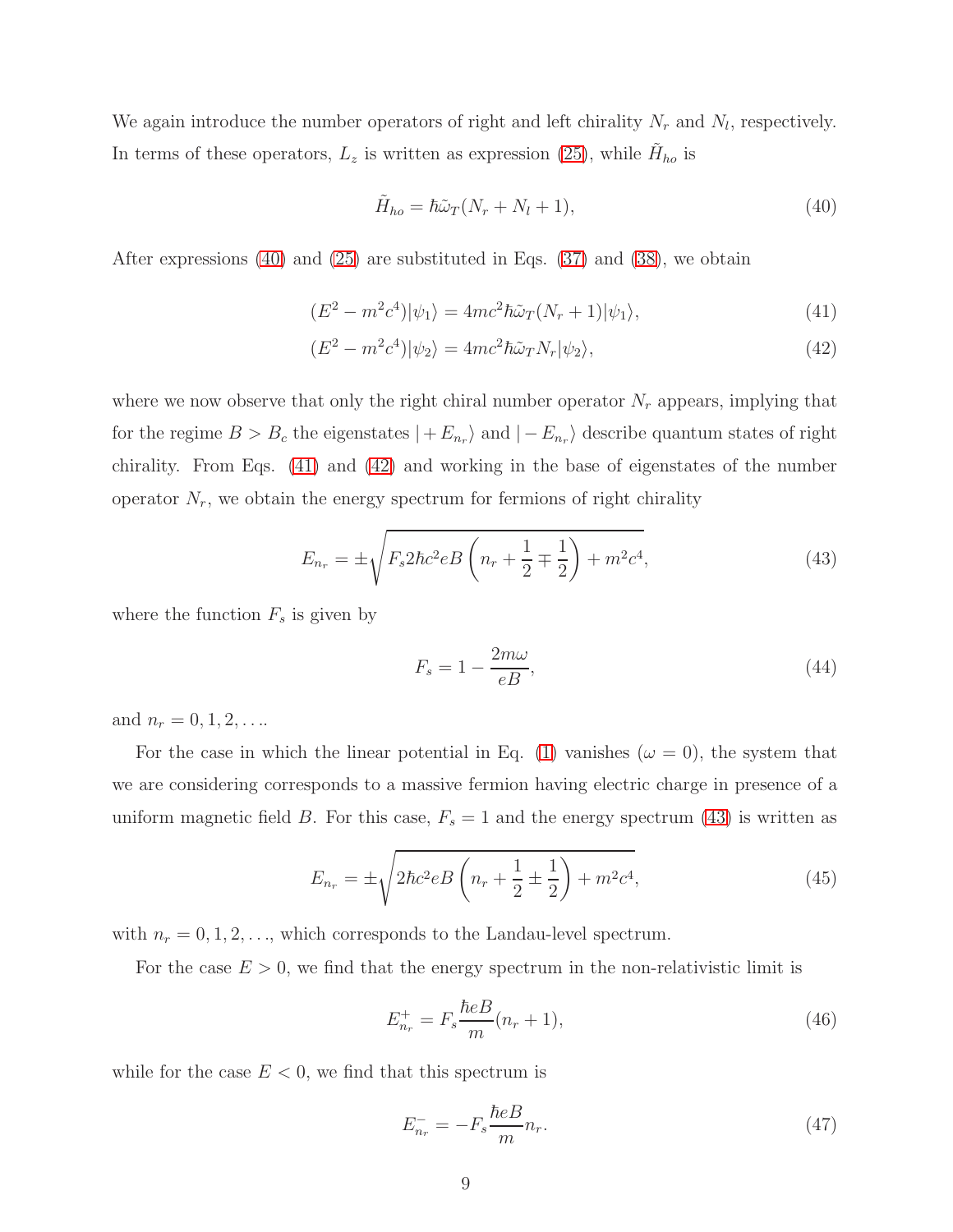We again introduce the number operators of right and left chirality $N_r$ and $N_l$, respectively. In terms of these operators, $L_z$ is written as expression (25), while $\tilde{H}_{ho}$ is

$$\tilde{H}_{ho} = \hbar\tilde{\omega}_T(N_r + N_l + 1), \tag{40}$$

After expressions (40) and (25) are substituted in Eqs. (37) and (38), we obtain

$$(E^2 - m^2c^4)|\psi_1\rangle = 4mc^2\hbar\tilde{\omega}_T(N_r + 1)|\psi_1\rangle, \tag{41}$$

$$(E^2 - m^2c^4)|\psi_2\rangle = 4mc^2\hbar\tilde{\omega}_T N_r|\psi_2\rangle, \tag{42}$$

where we now observe that only the right chiral number operator $N_r$ appears, implying that for the regime $B > B_c$ the eigenstates $|+E_{n_r}\rangle$ and $|-E_{n_r}\rangle$ describe quantum states of right chirality. From Eqs. (41) and (42) and working in the base of eigenstates of the number operator $N_r$, we obtain the energy spectrum for fermions of right chirality

$$E_{n_r} = \pm\sqrt{F_s 2\hbar c^2 eB\left(n_r + \frac{1}{2} \mp \frac{1}{2}\right) + m^2c^4}, \tag{43}$$

where the function $F_s$ is given by

$$F_s = 1 - \frac{2m\omega}{eB}, \tag{44}$$

and $n_r = 0, 1, 2, \ldots$.

For the case in which the linear potential in Eq. (1) vanishes ($\omega = 0$), the system that we are considering corresponds to a massive fermion having electric charge in presence of a uniform magnetic field $B$. For this case, $F_s = 1$ and the energy spectrum (43) is written as

$$E_{n_r} = \pm\sqrt{2\hbar c^2 eB\left(n_r + \frac{1}{2} \pm \frac{1}{2}\right) + m^2c^4}, \tag{45}$$

with $n_r = 0, 1, 2, \ldots$, which corresponds to the Landau-level spectrum.

For the case $E > 0$, we find that the energy spectrum in the non-relativistic limit is

$$E^+_{n_r} = F_s\frac{\hbar eB}{m}(n_r + 1), \tag{46}$$

while for the case $E < 0$, we find that this spectrum is

$$E^-_{n_r} = -F_s\frac{\hbar eB}{m}n_r. \tag{47}$$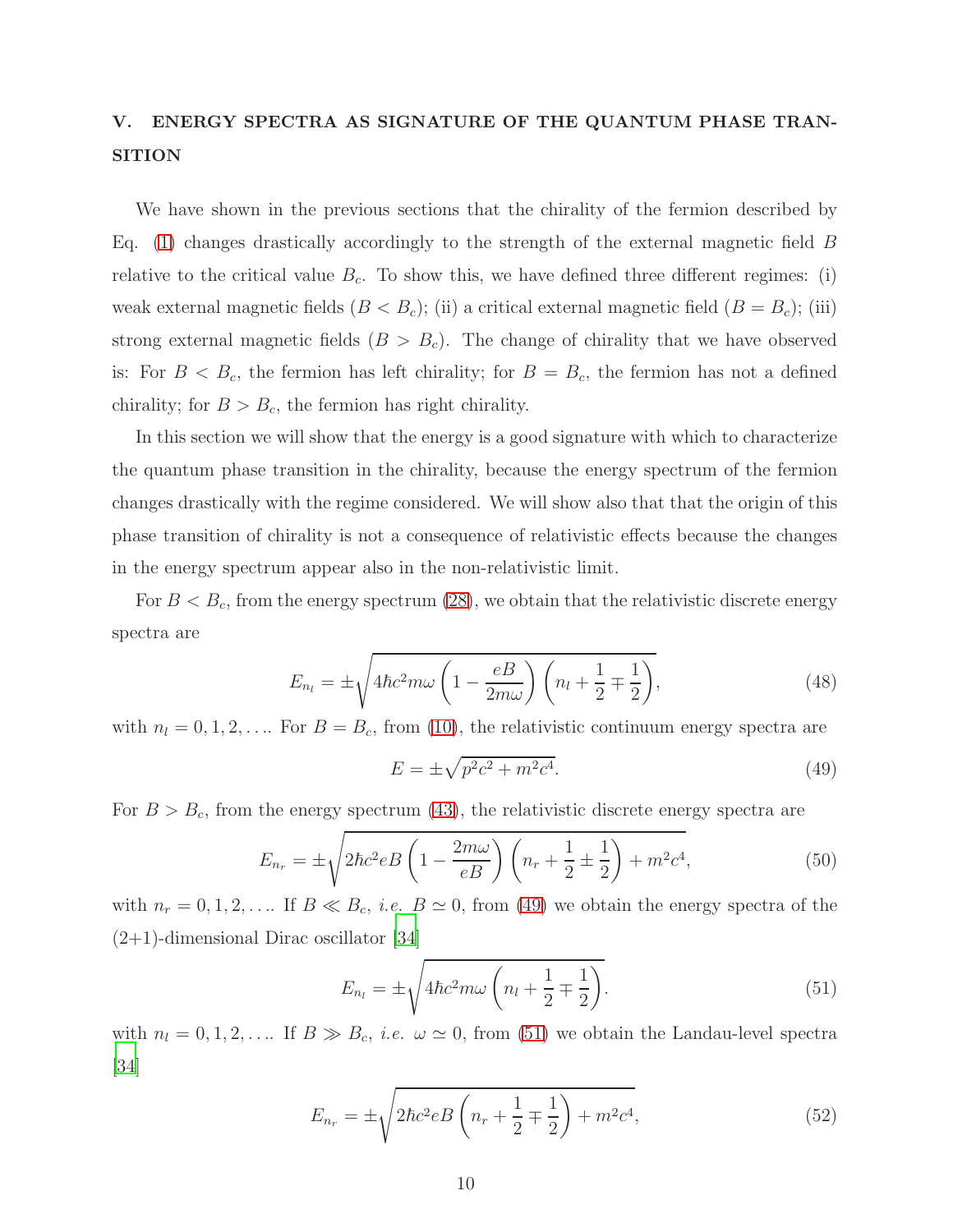## V. ENERGY SPECTRA AS SIGNATURE OF THE QUANTUM PHASE TRANSITION

We have shown in the previous sections that the chirality of the fermion described by Eq. (1) changes drastically accordingly to the strength of the external magnetic field $B$ relative to the critical value $B_c$. To show this, we have defined three different regimes: (i) weak external magnetic fields ($B < B_c$); (ii) a critical external magnetic field ($B = B_c$); (iii) strong external magnetic fields ($B > B_c$). The change of chirality that we have observed is: For $B < B_c$, the fermion has left chirality; for $B = B_c$, the fermion has not a defined chirality; for $B > B_c$, the fermion has right chirality.

In this section we will show that the energy is a good signature with which to characterize the quantum phase transition in the chirality, because the energy spectrum of the fermion changes drastically with the regime considered. We will show also that that the origin of this phase transition of chirality is not a consequence of relativistic effects because the changes in the energy spectrum appear also in the non-relativistic limit.

For $B < B_c$, from the energy spectrum (28), we obtain that the relativistic discrete energy spectra are

$$E_{n_l} = \pm\sqrt{4\hbar c^2 m\omega\left(1 - \frac{eB}{2m\omega}\right)\left(n_l + \frac{1}{2} \mp \frac{1}{2}\right)}, \tag{48}$$

with $n_l = 0, 1, 2, \ldots$. For $B = B_c$, from (10), the relativistic continuum energy spectra are

$$E = \pm\sqrt{p^2c^2 + m^2c^4}. \tag{49}$$

For $B > B_c$, from the energy spectrum (43), the relativistic discrete energy spectra are

$$E_{n_r} = \pm\sqrt{2\hbar c^2 eB\left(1 - \frac{2m\omega}{eB}\right)\left(n_r + \frac{1}{2} \pm \frac{1}{2}\right) + m^2c^4}, \tag{50}$$

with $n_r = 0, 1, 2, \ldots$. If $B \ll B_c$, *i.e.* $B \simeq 0$, from (49) we obtain the energy spectra of the (2+1)-dimensional Dirac oscillator [34]

$$E_{n_l} = \pm\sqrt{4\hbar c^2 m\omega\left(n_l + \frac{1}{2} \mp \frac{1}{2}\right)}. \tag{51}$$

with $n_l = 0, 1, 2, \ldots$. If $B \gg B_c$, *i.e.* $\omega \simeq 0$, from (51) we obtain the Landau-level spectra [34]

$$E_{n_r} = \pm\sqrt{2\hbar c^2 eB\left(n_r + \frac{1}{2} \mp \frac{1}{2}\right) + m^2c^4}, \tag{52}$$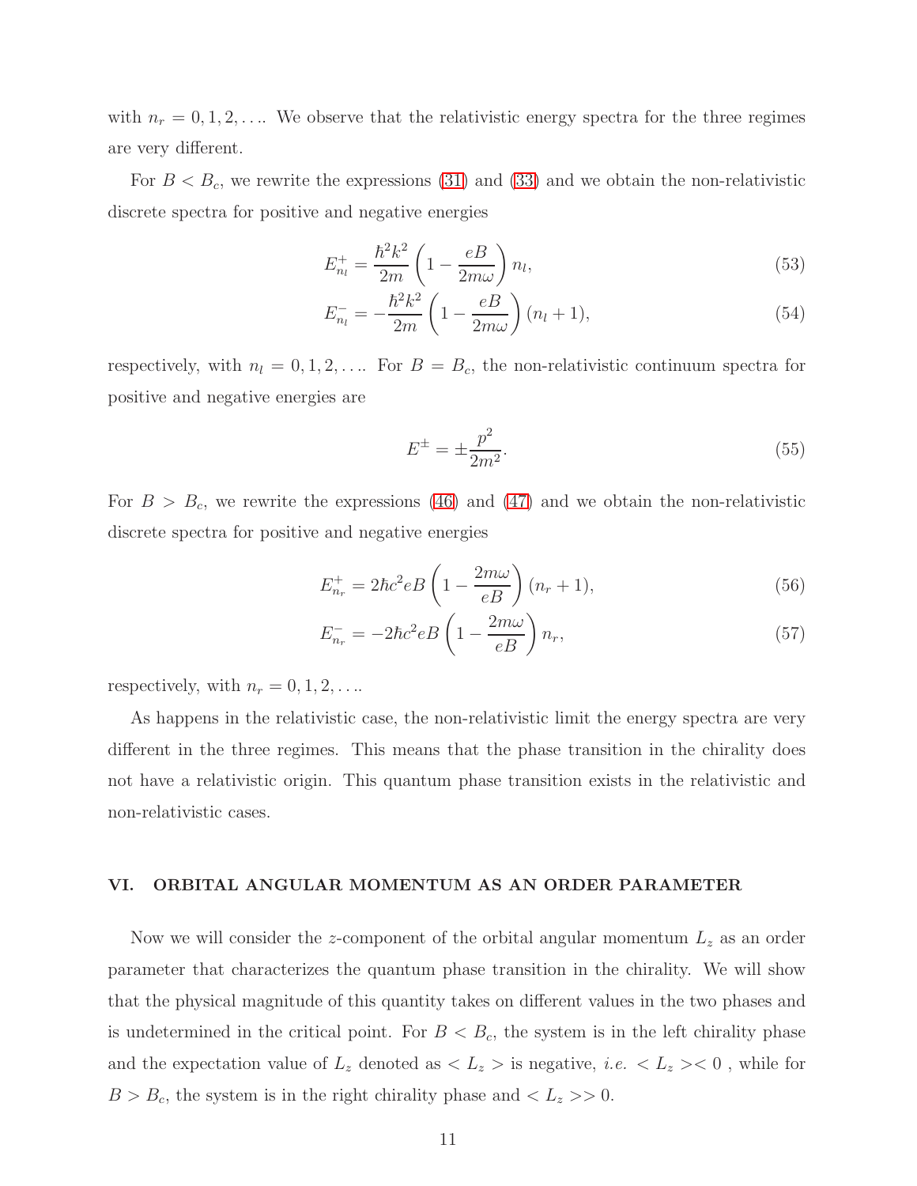with $n_r = 0, 1, 2, \ldots$. We observe that the relativistic energy spectra for the three regimes are very different.

For $B < B_c$, we rewrite the expressions (31) and (33) and we obtain the non-relativistic discrete spectra for positive and negative energies

$$E^+_{n_l} = \frac{\hbar^2 k^2}{2m}\left(1 - \frac{eB}{2m\omega}\right) n_l, \tag{53}$$

$$E^-_{n_l} = -\frac{\hbar^2 k^2}{2m}\left(1 - \frac{eB}{2m\omega}\right) (n_l + 1), \tag{54}$$

respectively, with $n_l = 0, 1, 2, \ldots$. For $B = B_c$, the non-relativistic continuum spectra for positive and negative energies are

$$E^{\pm} = \pm\frac{p^2}{2m^2}. \tag{55}$$

For $B > B_c$, we rewrite the expressions (46) and (47) and we obtain the non-relativistic discrete spectra for positive and negative energies

$$E^+_{n_r} = 2\hbar c^2 eB\left(1 - \frac{2m\omega}{eB}\right)(n_r + 1), \tag{56}$$

$$E^-_{n_r} = -2\hbar c^2 eB\left(1 - \frac{2m\omega}{eB}\right) n_r, \tag{57}$$

respectively, with $n_r = 0, 1, 2, \ldots$.

As happens in the relativistic case, the non-relativistic limit the energy spectra are very different in the three regimes. This means that the phase transition in the chirality does not have a relativistic origin. This quantum phase transition exists in the relativistic and non-relativistic cases.

## VI. ORBITAL ANGULAR MOMENTUM AS AN ORDER PARAMETER

Now we will consider the $z$-component of the orbital angular momentum $L_z$ as an order parameter that characterizes the quantum phase transition in the chirality. We will show that the physical magnitude of this quantity takes on different values in the two phases and is undetermined in the critical point. For $B < B_c$, the system is in the left chirality phase and the expectation value of $L_z$ denoted as $< L_z >$ is negative, *i.e.* $< L_z >< 0$ , while for $B > B_c$, the system is in the right chirality phase and $< L_z >> 0$.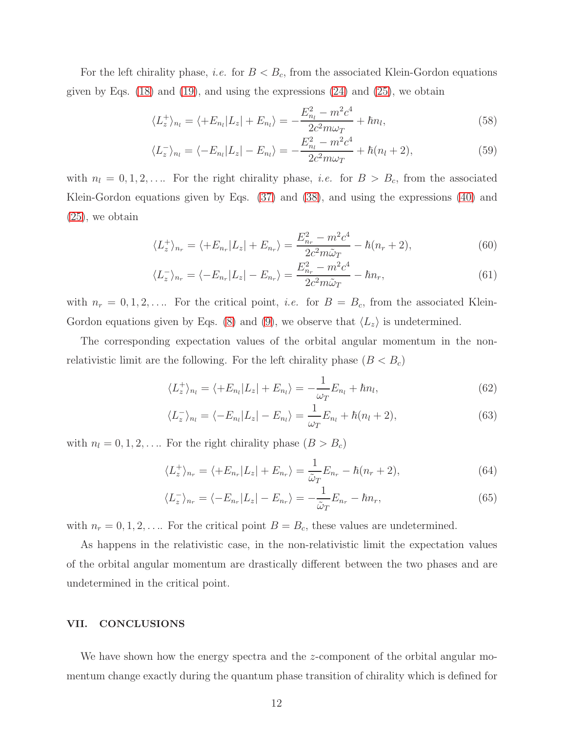For the left chirality phase, *i.e.* for $B < B_c$, from the associated Klein-Gordon equations given by Eqs. (18) and (19), and using the expressions (24) and (25), we obtain

$$\langle L_z^+ \rangle_{n_l} = \langle +E_{n_l} | L_z | +E_{n_l} \rangle = -\frac{E_{n_l}^2 - m^2c^4}{2c^2 m \omega_T} + \hbar n_l, \tag{58}$$

$$\langle L_z^- \rangle_{n_l} = \langle -E_{n_l} | L_z | -E_{n_l} \rangle = -\frac{E_{n_l}^2 - m^2c^4}{2c^2 m \omega_T} + \hbar (n_l + 2), \tag{59}$$

with $n_l = 0, 1, 2, \ldots$. For the right chirality phase, *i.e.* for $B > B_c$, from the associated Klein-Gordon equations given by Eqs. (37) and (38), and using the expressions (40) and (25), we obtain

$$\langle L_z^+ \rangle_{n_r} = \langle +E_{n_r} | L_z | +E_{n_r} \rangle = \frac{E_{n_r}^2 - m^2c^4}{2c^2 m \tilde{\omega}_T} - \hbar (n_r + 2), \tag{60}$$

$$\langle L_z^- \rangle_{n_r} = \langle -E_{n_r} | L_z | -E_{n_r} \rangle = \frac{E_{n_r}^2 - m^2c^4}{2c^2 m \tilde{\omega}_T} - \hbar n_r, \tag{61}$$

with $n_r = 0, 1, 2, \ldots$. For the critical point, *i.e.* for $B = B_c$, from the associated Klein-Gordon equations given by Eqs. (8) and (9), we observe that $\langle L_z \rangle$ is undetermined.

The corresponding expectation values of the orbital angular momentum in the non-relativistic limit are the following. For the left chirality phase ($B < B_c$)

$$\langle L_z^+ \rangle_{n_l} = \langle +E_{n_l} | L_z | +E_{n_l} \rangle = -\frac{1}{\omega_T} E_{n_l} + \hbar n_l, \tag{62}$$

$$\langle L_z^- \rangle_{n_l} = \langle -E_{n_l} | L_z | -E_{n_l} \rangle = \frac{1}{\omega_T} E_{n_l} + \hbar (n_l + 2), \tag{63}$$

with $n_l = 0, 1, 2, \ldots$. For the right chirality phase ($B > B_c$)

$$\langle L_z^+ \rangle_{n_r} = \langle +E_{n_r} | L_z | +E_{n_r} \rangle = \frac{1}{\tilde{\omega}_T} E_{n_r} - \hbar (n_r + 2), \tag{64}$$

$$\langle L_z^- \rangle_{n_r} = \langle -E_{n_r} | L_z | -E_{n_r} \rangle = -\frac{1}{\tilde{\omega}_T} E_{n_r} - \hbar n_r, \tag{65}$$

with $n_r = 0, 1, 2, \ldots$. For the critical point $B = B_c$, these values are undetermined.

As happens in the relativistic case, in the non-relativistic limit the expectation values of the orbital angular momentum are drastically different between the two phases and are undetermined in the critical point.

## VII. CONCLUSIONS

We have shown how the energy spectra and the $z$-component of the orbital angular momentum change exactly during the quantum phase transition of chirality which is defined for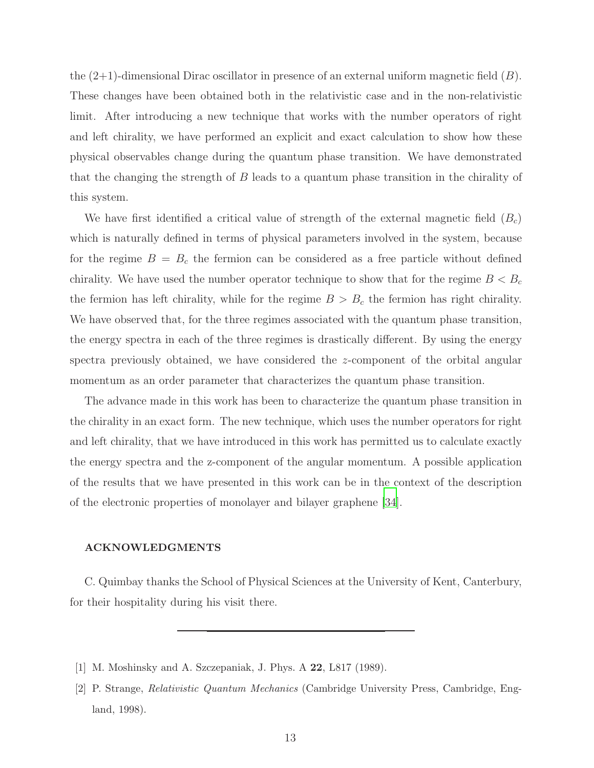the (2+1)-dimensional Dirac oscillator in presence of an external uniform magnetic field ($B$). These changes have been obtained both in the relativistic case and in the non-relativistic limit. After introducing a new technique that works with the number operators of right and left chirality, we have performed an explicit and exact calculation to show how these physical observables change during the quantum phase transition. We have demonstrated that the changing the strength of $B$ leads to a quantum phase transition in the chirality of this system.

We have first identified a critical value of strength of the external magnetic field ($B_c$) which is naturally defined in terms of physical parameters involved in the system, because for the regime $B = B_c$ the fermion can be considered as a free particle without defined chirality. We have used the number operator technique to show that for the regime $B < B_c$ the fermion has left chirality, while for the regime $B > B_c$ the fermion has right chirality. We have observed that, for the three regimes associated with the quantum phase transition, the energy spectra in each of the three regimes is drastically different. By using the energy spectra previously obtained, we have considered the $z$-component of the orbital angular momentum as an order parameter that characterizes the quantum phase transition.

The advance made in this work has been to characterize the quantum phase transition in the chirality in an exact form. The new technique, which uses the number operators for right and left chirality, that we have introduced in this work has permitted us to calculate exactly the energy spectra and the z-component of the angular momentum. A possible application of the results that we have presented in this work can be in the context of the description of the electronic properties of monolayer and bilayer graphene [34].

## ACKNOWLEDGMENTS

C. Quimbay thanks the School of Physical Sciences at the University of Kent, Canterbury, for their hospitality during his visit there.

---

[1] M. Moshinsky and A. Szczepaniak, J. Phys. A **22**, L817 (1989).

[2] P. Strange, *Relativistic Quantum Mechanics* (Cambridge University Press, Cambridge, England, 1998).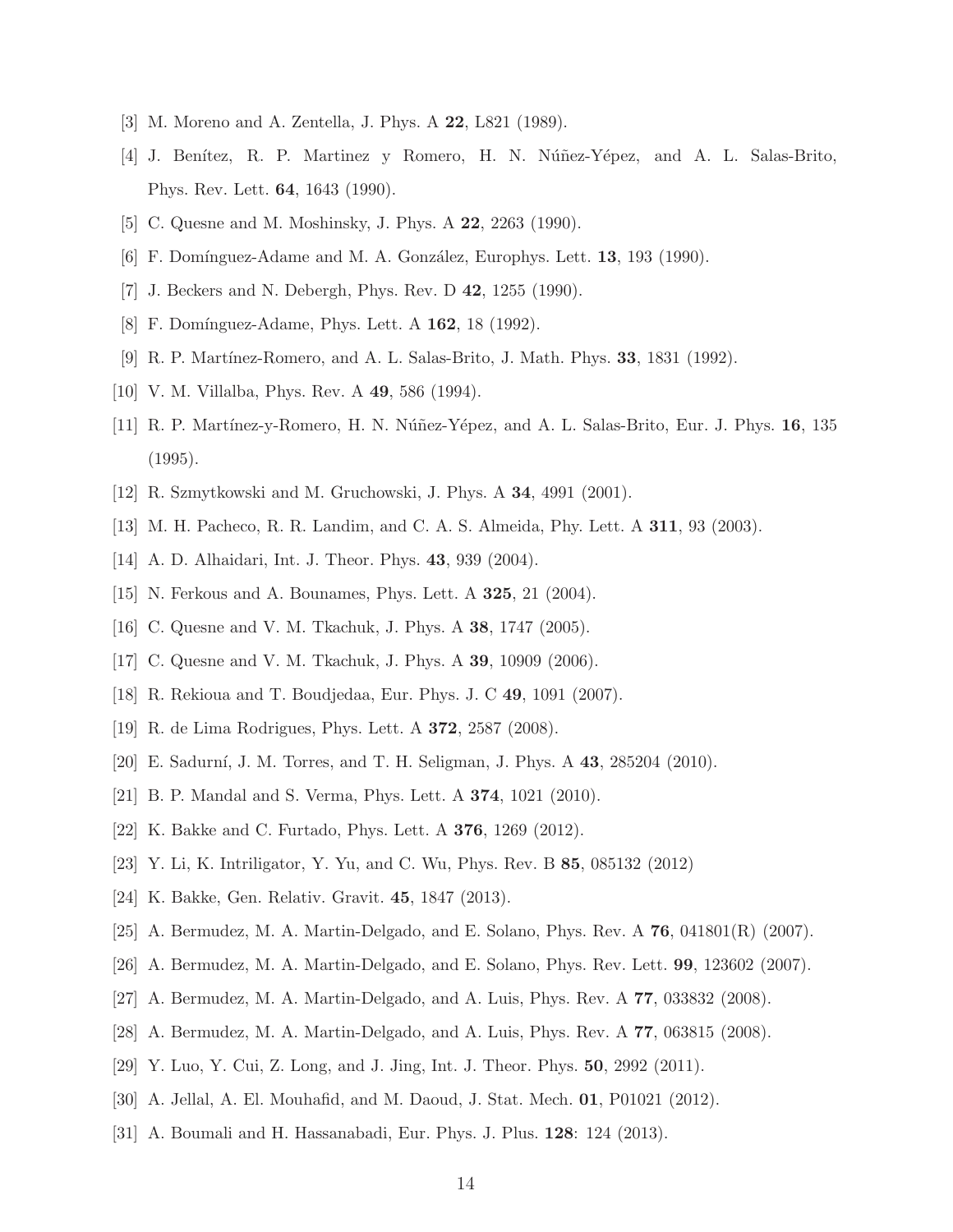[3] M. Moreno and A. Zentella, J. Phys. A **22**, L821 (1989).

[4] J. Benítez, R. P. Martinez y Romero, H. N. Núñez-Yépez, and A. L. Salas-Brito, Phys. Rev. Lett. **64**, 1643 (1990).

[5] C. Quesne and M. Moshinsky, J. Phys. A **22**, 2263 (1990).

[6] F. Domínguez-Adame and M. A. González, Europhys. Lett. **13**, 193 (1990).

[7] J. Beckers and N. Debergh, Phys. Rev. D **42**, 1255 (1990).

[8] F. Domínguez-Adame, Phys. Lett. A **162**, 18 (1992).

[9] R. P. Martínez-Romero, and A. L. Salas-Brito, J. Math. Phys. **33**, 1831 (1992).

[10] V. M. Villalba, Phys. Rev. A **49**, 586 (1994).

[11] R. P. Martínez-y-Romero, H. N. Núñez-Yépez, and A. L. Salas-Brito, Eur. J. Phys. **16**, 135 (1995).

[12] R. Szmytkowski and M. Gruchowski, J. Phys. A **34**, 4991 (2001).

[13] M. H. Pacheco, R. R. Landim, and C. A. S. Almeida, Phy. Lett. A **311**, 93 (2003).

[14] A. D. Alhaidari, Int. J. Theor. Phys. **43**, 939 (2004).

[15] N. Ferkous and A. Bounames, Phys. Lett. A **325**, 21 (2004).

[16] C. Quesne and V. M. Tkachuk, J. Phys. A **38**, 1747 (2005).

[17] C. Quesne and V. M. Tkachuk, J. Phys. A **39**, 10909 (2006).

[18] R. Rekioua and T. Boudjedaa, Eur. Phys. J. C **49**, 1091 (2007).

[19] R. de Lima Rodrigues, Phys. Lett. A **372**, 2587 (2008).

[20] E. Sadurní, J. M. Torres, and T. H. Seligman, J. Phys. A **43**, 285204 (2010).

[21] B. P. Mandal and S. Verma, Phys. Lett. A **374**, 1021 (2010).

[22] K. Bakke and C. Furtado, Phys. Lett. A **376**, 1269 (2012).

[23] Y. Li, K. Intriligator, Y. Yu, and C. Wu, Phys. Rev. B **85**, 085132 (2012)

[24] K. Bakke, Gen. Relativ. Gravit. **45**, 1847 (2013).

[25] A. Bermudez, M. A. Martin-Delgado, and E. Solano, Phys. Rev. A **76**, 041801(R) (2007).

[26] A. Bermudez, M. A. Martin-Delgado, and E. Solano, Phys. Rev. Lett. **99**, 123602 (2007).

[27] A. Bermudez, M. A. Martin-Delgado, and A. Luis, Phys. Rev. A **77**, 033832 (2008).

[28] A. Bermudez, M. A. Martin-Delgado, and A. Luis, Phys. Rev. A **77**, 063815 (2008).

[29] Y. Luo, Y. Cui, Z. Long, and J. Jing, Int. J. Theor. Phys. **50**, 2992 (2011).

[30] A. Jellal, A. El. Mouhafid, and M. Daoud, J. Stat. Mech. **01**, P01021 (2012).

[31] A. Boumali and H. Hassanabadi, Eur. Phys. J. Plus. **128**: 124 (2013).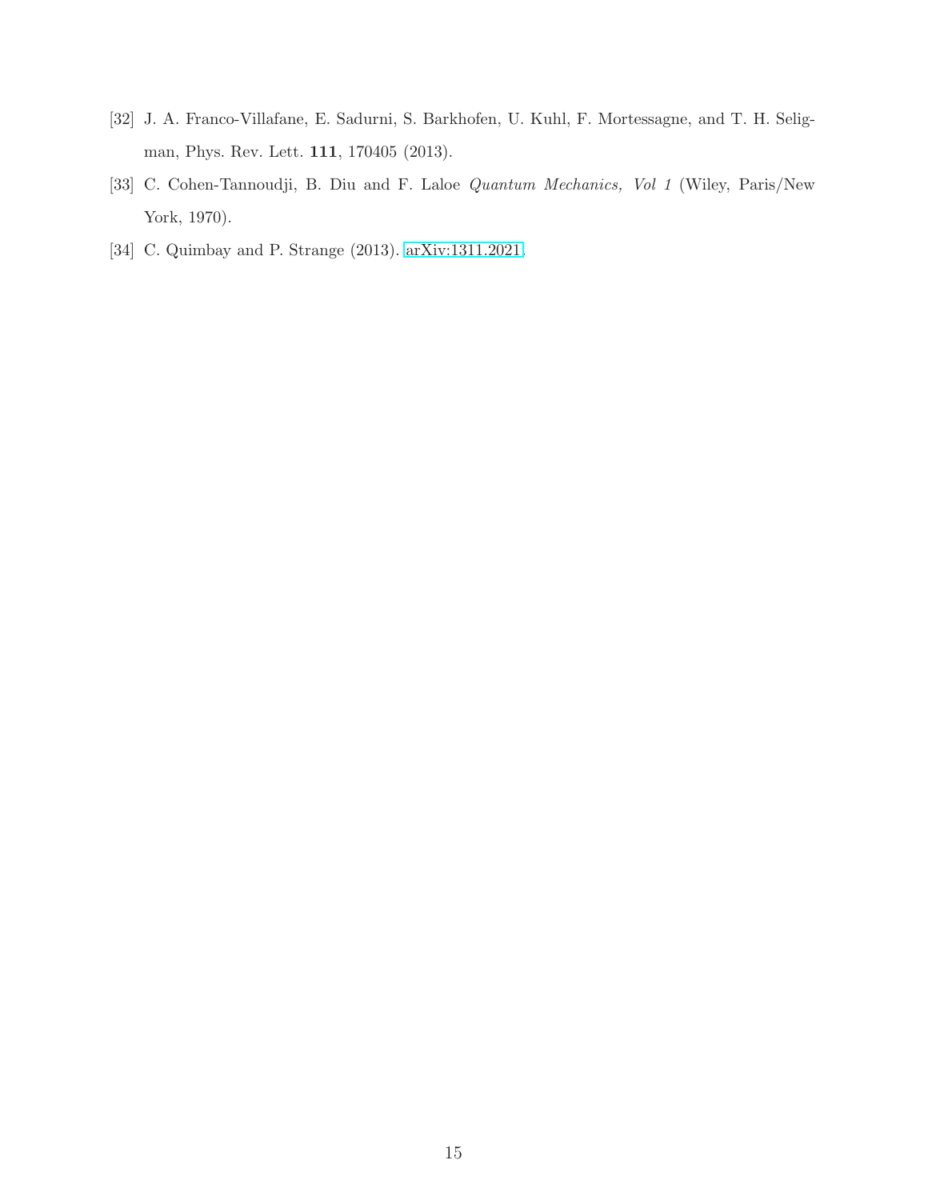[32] J. A. Franco-Villafane, E. Sadurni, S. Barkhofen, U. Kuhl, F. Mortessagne, and T. H. Seligman, Phys. Rev. Lett. **111**, 170405 (2013).

[33] C. Cohen-Tannoudji, B. Diu and F. Laloe *Quantum Mechanics, Vol 1* (Wiley, Paris/New York, 1970).

[34] C. Quimbay and P. Strange (2013). arXiv:1311.2021.